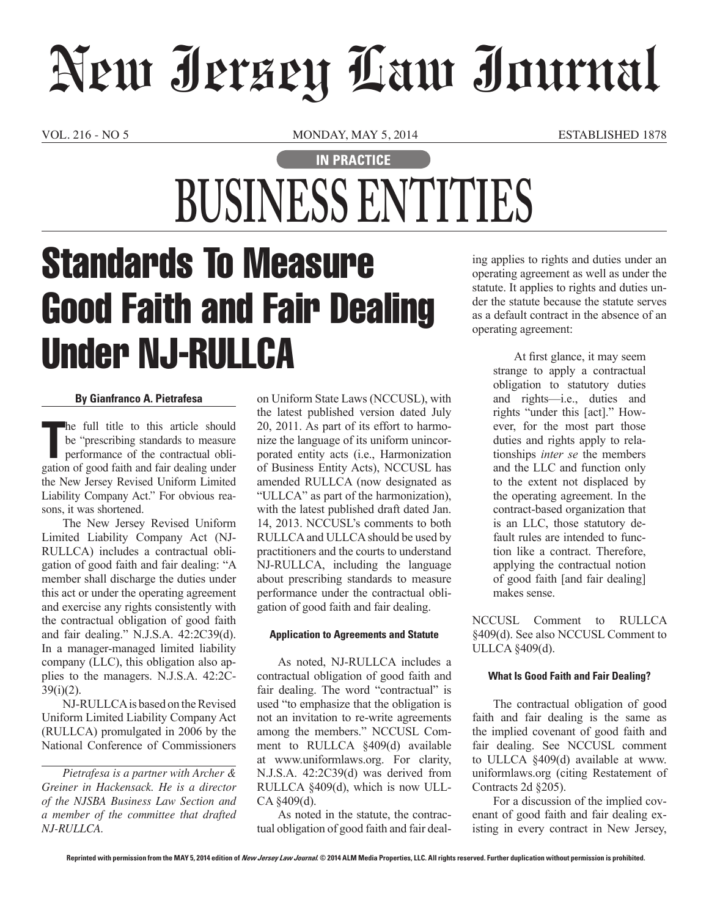# New Jersey Law Journal

VOL. 216 - NO 5 MONDAY, MAY 5, 2014 ESTABLISHED 1878

IN PRACTICE

# BUSINESS ENTITIES

## Standards To Measure Good Faith and Fair Dealing Under NJ-RULLCA

**By Gianfranco A. Pietrafesa**

The full title to this article should be "prescribing standards to measure performance of the contractual obligation of good faith and fair dealing under the New Jersey Revised Uniform Limited Liability Company Act." For obvious reasons, it was shortened.

The New Jersey Revised Uniform Limited Liability Company Act (NJ-RULLCA) includes a contractual obligation of good faith and fair dealing: "A member shall discharge the duties under this act or under the operating agreement and exercise any rights consistently with the contractual obligation of good faith and fair dealing." N.J.S.A. 42:2C39(d). In a manager-managed limited liability company (LLC), this obligation also applies to the managers. N.J.S.A. 42:2C-39(i)(2).

NJ-RULLCA is based on the Revised Uniform Limited Liability Company Act (RULLCA) promulgated in 2006 by the National Conference of Commissioners on Uniform State Laws (NCCUSL), with the latest published version dated July 20, 2011. As part of its effort to harmonize the language of its uniform unincorporated entity acts (i.e., Harmonization of Business Entity Acts), NCCUSL has amended RULLCA (now designated as "ULLCA" as part of the harmonization), with the latest published draft dated Jan. 14, 2013. NCCUSL's comments to both RULLCA and ULLCA should be used by practitioners and the courts to understand NJ-RULLCA, including the language about prescribing standards to measure performance under the contractual obligation of good faith and fair dealing.

*Pietrafesa is a partner with Archer & Greiner in Hackensack. He is a director of the NJSBA Business Law Section and a member of the committee that drafted NJ-RULLCA.*

### Application to Agreements and Statute

As noted, NJ-RULLCA includes a contractual obligation of good faith and fair dealing. The word "contractual" is used "to emphasize that the obligation is not an invitation to re-write agreements among the members." NCCUSL Comment to RULLCA §409(d) available at www.uniformlaws.org. For clarity, N.J.S.A. 42:2C39(d) was derived from RULLCA §409(d), which is now ULLCA §409(d).

As noted in the statute, the contractual obligation of good faith and fair dealing applies to rights and duties under an operating agreement as well as under the statute. It applies to rights and duties under the statute because the statute serves as a default contract in the absence of an operating agreement:

> At first glance, it may seem strange to apply a contractual obligation to statutory duties and rights—i.e., duties and rights "under this [act]." However, for the most part those duties and rights apply to relationships *inter se* the members and the LLC and function only to the extent not displaced by the operating agreement. In the contract-based organization that is an LLC, those statutory default rules are intended to function like a contract. Therefore, applying the contractual notion of good faith [and fair dealing] makes sense.

NCCUSL Comment to RULLCA §409(d). See also NCCUSL Comment to ULLCA §409(d).

### What Is Good Faith and Fair Dealing?

The contractual obligation of good faith and fair dealing is the same as the implied covenant of good faith and fair dealing. See NCCUSL comment to ULLCA §409(d) available at www.uniformlaws.org (citing Restatement of Contracts 2d §205).

For a discussion of the implied covenant of good faith and fair dealing existing in every contract in New Jersey,

Reprinted with permission from the MAY 5, 2014 edition of *New Jersey Law Journal*. © 2014 ALM Media Properties, LLC. All rights reserved. Further duplication without permission is prohibited.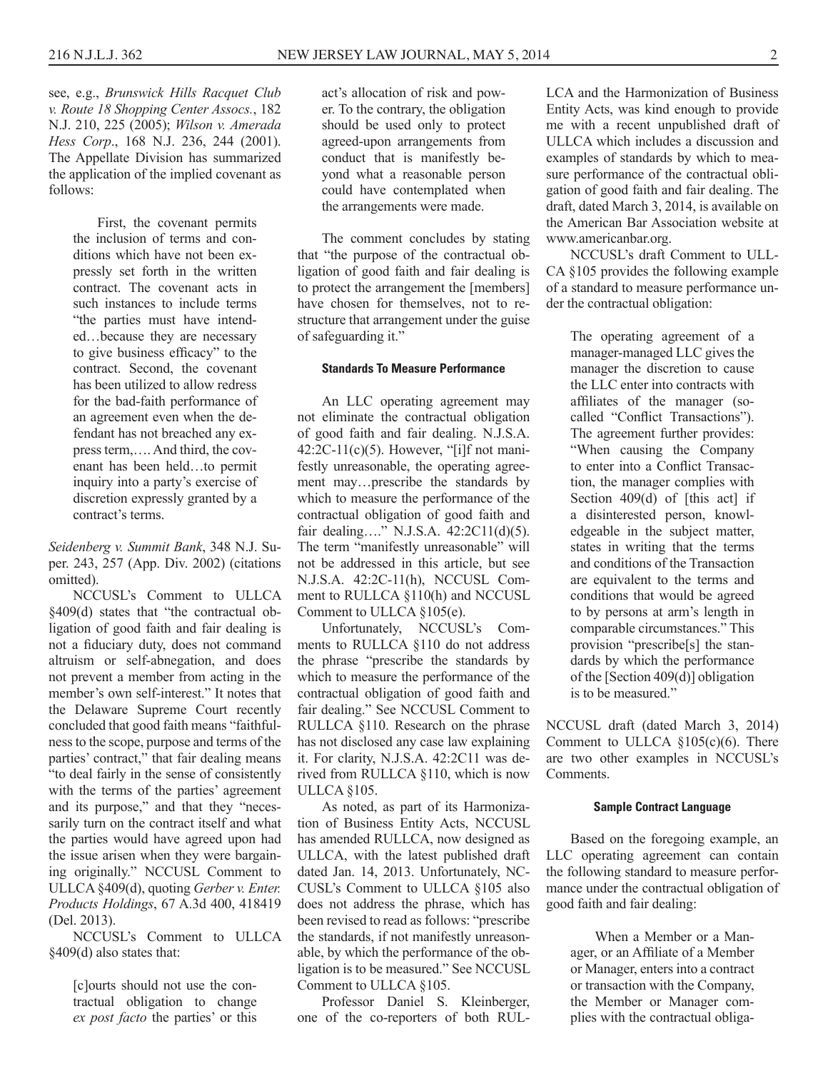see, e.g., *Brunswick Hills Racquet Club v. Route 18 Shopping Center Assocs.*, 182 N.J. 210, 225 (2005); *Wilson v. Amerada Hess Corp*., 168 N.J. 236, 244 (2001). The Appellate Division has summarized the application of the implied covenant as follows:

> First, the covenant permits the inclusion of terms and conditions which have not been expressly set forth in the written contract. The covenant acts in such instances to include terms "the parties must have intended…because they are necessary to give business efficacy" to the contract. Second, the covenant has been utilized to allow redress for the bad-faith performance of an agreement even when the defendant has not breached any express term,…. And third, the covenant has been held…to permit inquiry into a party's exercise of discretion expressly granted by a contract's terms.

*Seidenberg v. Summit Bank*, 348 N.J. Super. 243, 257 (App. Div. 2002) (citations omitted).

NCCUSL's Comment to ULLCA §409(d) states that "the contractual obligation of good faith and fair dealing is not a fiduciary duty, does not command altruism or self-abnegation, and does not prevent a member from acting in the member's own self-interest." It notes that the Delaware Supreme Court recently concluded that good faith means "faithfulness to the scope, purpose and terms of the parties' contract," that fair dealing means "to deal fairly in the sense of consistently with the terms of the parties' agreement and its purpose," and that they "necessarily turn on the contract itself and what the parties would have agreed upon had the issue arisen when they were bargaining originally." NCCUSL Comment to ULLCA §409(d), quoting *Gerber v. Enter. Products Holdings*, 67 A.3d 400, 418419 (Del. 2013).

NCCUSL's Comment to ULLCA §409(d) also states that:

> [c]ourts should not use the contractual obligation to change *ex post facto* the parties' or this act's allocation of risk and power. To the contrary, the obligation should be used only to protect agreed-upon arrangements from conduct that is manifestly beyond what a reasonable person could have contemplated when the arrangements were made.

The comment concludes by stating that "the purpose of the contractual obligation of good faith and fair dealing is to protect the arrangement the [members] have chosen for themselves, not to restructure that arrangement under the guise of safeguarding it."

#### Standards To Measure Performance

An LLC operating agreement may not eliminate the contractual obligation of good faith and fair dealing. N.J.S.A. 42:2C-11(c)(5). However, "[i]f not manifestly unreasonable, the operating agreement may…prescribe the standards by which to measure the performance of the contractual obligation of good faith and fair dealing…." N.J.S.A. 42:2C11(d)(5). The term "manifestly unreasonable" will not be addressed in this article, but see N.J.S.A. 42:2C-11(h), NCCUSL Comment to RULLCA §110(h) and NCCUSL Comment to ULLCA §105(e).

Unfortunately, NCCUSL's Comments to RULLCA §110 do not address the phrase "prescribe the standards by which to measure the performance of the contractual obligation of good faith and fair dealing." See NCCUSL Comment to RULLCA §110. Research on the phrase has not disclosed any case law explaining it. For clarity, N.J.S.A. 42:2C11 was derived from RULLCA §110, which is now ULLCA §105.

As noted, as part of its Harmonization of Business Entity Acts, NCCUSL has amended RULLCA, now designed as ULLCA, with the latest published draft dated Jan. 14, 2013. Unfortunately, NCCUSL's Comment to ULLCA §105 also does not address the phrase, which has been revised to read as follows: "prescribe the standards, if not manifestly unreasonable, by which the performance of the obligation is to be measured." See NCCUSL Comment to ULLCA §105.

Professor Daniel S. Kleinberger, one of the co-reporters of both RULLCA and the Harmonization of Business Entity Acts, was kind enough to provide me with a recent unpublished draft of ULLCA which includes a discussion and examples of standards by which to measure performance of the contractual obligation of good faith and fair dealing. The draft, dated March 3, 2014, is available on the American Bar Association website at www.americanbar.org.

NCCUSL's draft Comment to ULLCA §105 provides the following example of a standard to measure performance under the contractual obligation:

> The operating agreement of a manager-managed LLC gives the manager the discretion to cause the LLC enter into contracts with affiliates of the manager (so-called "Conflict Transactions"). The agreement further provides: "When causing the Company to enter into a Conflict Transaction, the manager complies with Section 409(d) of [this act] if a disinterested person, knowledgeable in the subject matter, states in writing that the terms and conditions of the Transaction are equivalent to the terms and conditions that would be agreed to by persons at arm's length in comparable circumstances." This provision "prescribe[s] the standards by which the performance of the [Section 409(d)] obligation is to be measured."

NCCUSL draft (dated March 3, 2014) Comment to ULLCA §105(c)(6). There are two other examples in NCCUSL's Comments.

#### Sample Contract Language

Based on the foregoing example, an LLC operating agreement can contain the following standard to measure performance under the contractual obligation of good faith and fair dealing:

> When a Member or a Manager, or an Affiliate of a Member or Manager, enters into a contract or transaction with the Company, the Member or Manager complies with the contractual obliga-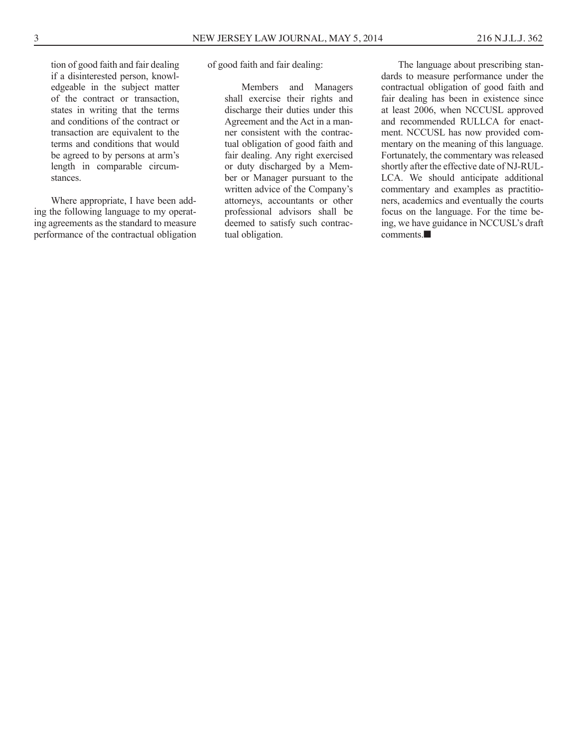tion of good faith and fair dealing if a disinterested person, knowledgeable in the subject matter of the contract or transaction, states in writing that the terms and conditions of the contract or transaction are equivalent to the terms and conditions that would be agreed to by persons at arm's length in comparable circumstances.

Where appropriate, I have been adding the following language to my operating agreements as the standard to measure performance of the contractual obligation of good faith and fair dealing:

> Members and Managers shall exercise their rights and discharge their duties under this Agreement and the Act in a manner consistent with the contractual obligation of good faith and fair dealing. Any right exercised or duty discharged by a Member or Manager pursuant to the written advice of the Company's attorneys, accountants or other professional advisors shall be deemed to satisfy such contractual obligation.

The language about prescribing standards to measure performance under the contractual obligation of good faith and fair dealing has been in existence since at least 2006, when NCCUSL approved and recommended RULLCA for enactment. NCCUSL has now provided commentary on the meaning of this language. Fortunately, the commentary was released shortly after the effective date of NJ-RULLCA. We should anticipate additional commentary and examples as practitioners, academics and eventually the courts focus on the language. For the time being, we have guidance in NCCUSL's draft comments.■